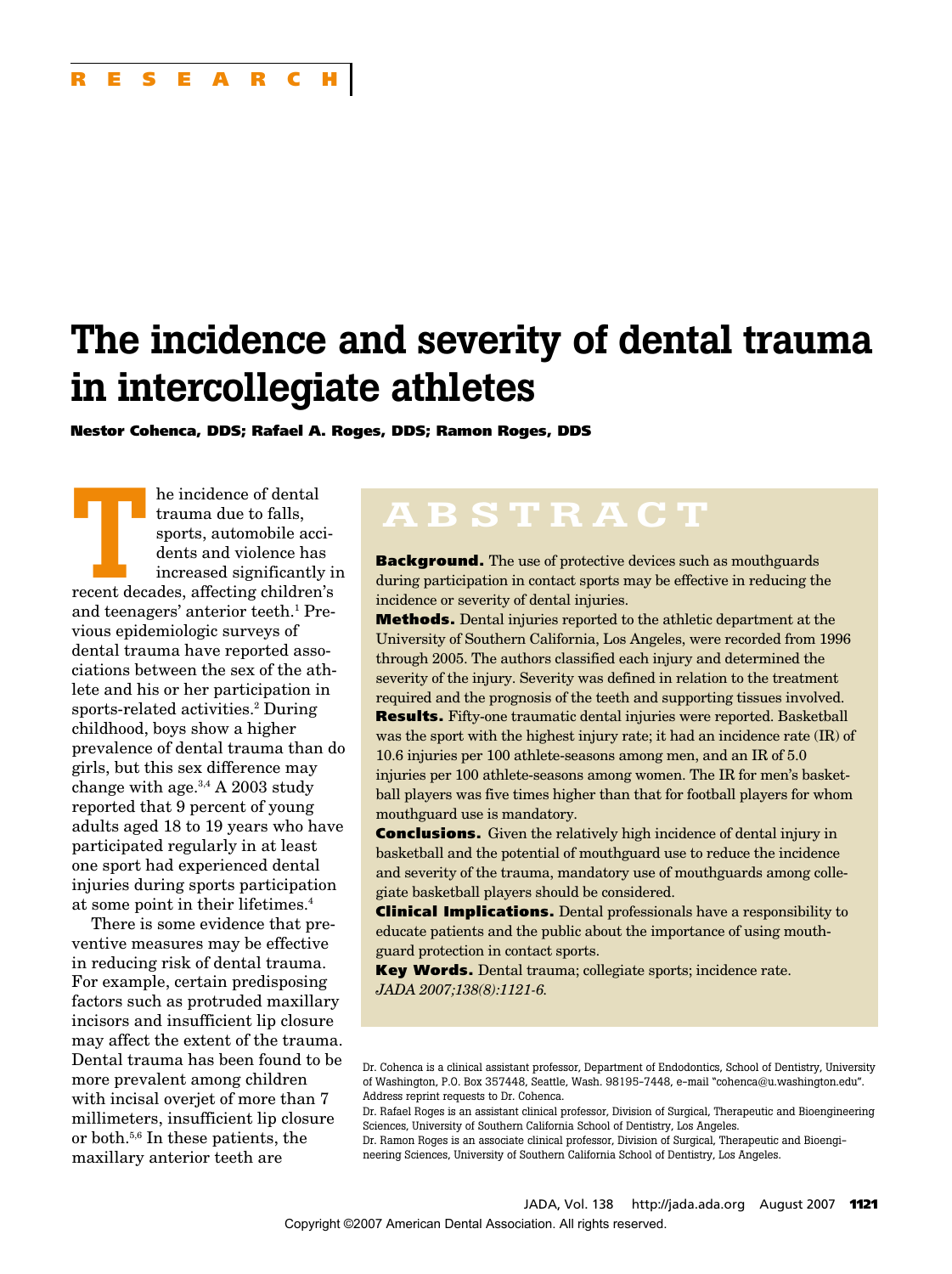RESEARCH

# The incidence and severity of dental trauma in intercollegiate athletes

**Nestor Cohenca, DDS; Rafael A. Roges, DDS; Ramon Roges, DDS**

## ABSTRACT

**Background.** The use of protective devices such as mouthguards during participation in contact sports may be effective in reducing the incidence or severity of dental injuries.

**Methods.** Dental injuries reported to the athletic department at the University of Southern California, Los Angeles, were recorded from 1996 through 2005. The authors classified each injury and determined the severity of the injury. Severity was defined in relation to the treatment required and the prognosis of the teeth and supporting tissues involved.

**Results.** Fifty-one traumatic dental injuries were reported. Basketball was the sport with the highest injury rate; it had an incidence rate (IR) of 10.6 injuries per 100 athlete-seasons among men, and an IR of 5.0 injuries per 100 athlete-seasons among women. The IR for men's basketball players was five times higher than that for football players for whom mouthguard use is mandatory.

**Conclusions.** Given the relatively high incidence of dental injury in basketball and the potential of mouthguard use to reduce the incidence and severity of the trauma, mandatory use of mouthguards among collegiate basketball players should be considered.

**Clinical Implications.** Dental professionals have a responsibility to educate patients and the public about the importance of using mouthguard protection in contact sports.

**Key Words.** Dental trauma; collegiate sports; incidence rate.

*JADA 2007;138(8):1121-6.*

Dr. Cohenca is a clinical assistant professor, Department of Endodontics, School of Dentistry, University of Washington, P.O. Box 357448, Seattle, Wash. 98195-7448, e-mail "cohenca@u.washington.edu". Address reprint requests to Dr. Cohenca.

Dr. Rafael Roges is an assistant clinical professor, Division of Surgical, Therapeutic and Bioengineering Sciences, University of Southern California School of Dentistry, Los Angeles.

Dr. Ramon Roges is an associate clinical professor, Division of Surgical, Therapeutic and Bioengineering Sciences, University of Southern California School of Dentistry, Los Angeles.

The incidence of dental trauma due to falls, sports, automobile accidents and violence has increased significantly in recent decades, affecting children's and teenagers' anterior teeth.[1] Previous epidemiologic surveys of dental trauma have reported associations between the sex of the athlete and his or her participation in sports-related activities.[2] During childhood, boys show a higher prevalence of dental trauma than do girls, but this sex difference may change with age.[3,4] A 2003 study reported that 9 percent of young adults aged 18 to 19 years who have participated regularly in at least one sport had experienced dental injuries during sports participation at some point in their lifetimes.[4]

There is some evidence that preventive measures may be effective in reducing risk of dental trauma. For example, certain predisposing factors such as protruded maxillary incisors and insufficient lip closure may affect the extent of the trauma. Dental trauma has been found to be more prevalent among children with incisal overjet of more than 7 millimeters, insufficient lip closure or both.[5,6] In these patients, the maxillary anterior teeth are

Copyright ©2007 American Dental Association. All rights reserved.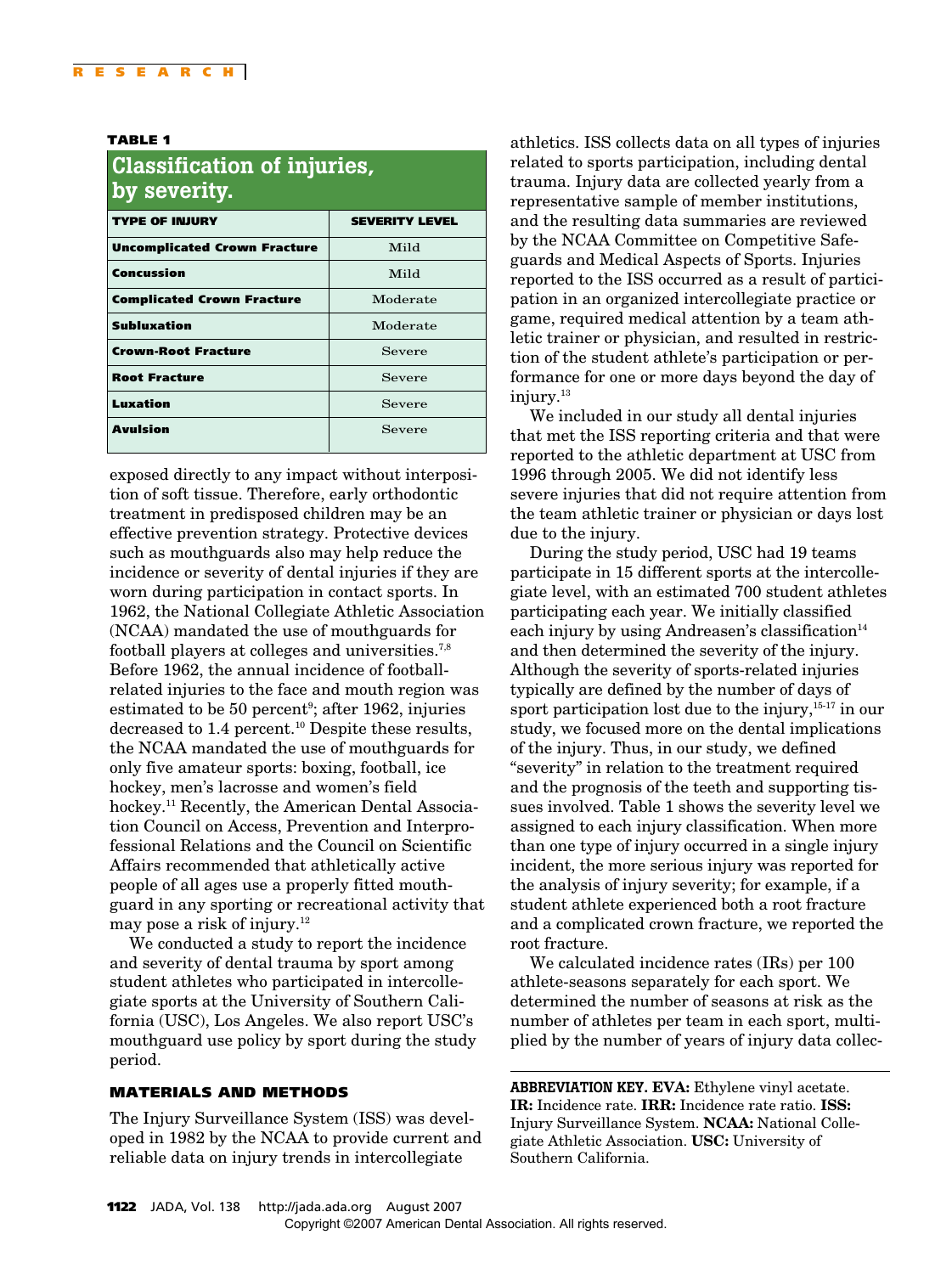**TABLE 1**

**Classification of injuries, by severity.**

| TYPE OF INJURY | SEVERITY LEVEL |
|---|---|
| Uncomplicated Crown Fracture | Mild |
| Concussion | Mild |
| Complicated Crown Fracture | Moderate |
| Subluxation | Moderate |
| Crown-Root Fracture | Severe |
| Root Fracture | Severe |
| Luxation | Severe |
| Avulsion | Severe |

exposed directly to any impact without interposition of soft tissue. Therefore, early orthodontic treatment in predisposed children may be an effective prevention strategy. Protective devices such as mouthguards also may help reduce the incidence or severity of dental injuries if they are worn during participation in contact sports. In 1962, the National Collegiate Athletic Association (NCAA) mandated the use of mouthguards for football players at colleges and universities.[7,8] Before 1962, the annual incidence of football-related injuries to the face and mouth region was estimated to be 50 percent[9]; after 1962, injuries decreased to 1.4 percent.[10] Despite these results, the NCAA mandated the use of mouthguards for only five amateur sports: boxing, football, ice hockey, men's lacrosse and women's field hockey.[11] Recently, the American Dental Association Council on Access, Prevention and Interprofessional Relations and the Council on Scientific Affairs recommended that athletically active people of all ages use a properly fitted mouthguard in any sporting or recreational activity that may pose a risk of injury.[12]

We conducted a study to report the incidence and severity of dental trauma by sport among student athletes who participated in intercollegiate sports at the University of Southern California (USC), Los Angeles. We also report USC's mouthguard use policy by sport during the study period.

## MATERIALS AND METHODS

The Injury Surveillance System (ISS) was developed in 1982 by the NCAA to provide current and reliable data on injury trends in intercollegiate athletics. ISS collects data on all types of injuries related to sports participation, including dental trauma. Injury data are collected yearly from a representative sample of member institutions, and the resulting data summaries are reviewed by the NCAA Committee on Competitive Safeguards and Medical Aspects of Sports. Injuries reported to the ISS occurred as a result of participation in an organized intercollegiate practice or game, required medical attention by a team athletic trainer or physician, and resulted in restriction of the student athlete's participation or performance for one or more days beyond the day of injury.[13]

We included in our study all dental injuries that met the ISS reporting criteria and that were reported to the athletic department at USC from 1996 through 2005. We did not identify less severe injuries that did not require attention from the team athletic trainer or physician or days lost due to the injury.

During the study period, USC had 19 teams participate in 15 different sports at the intercollegiate level, with an estimated 700 student athletes participating each year. We initially classified each injury by using Andreasen's classification[14] and then determined the severity of the injury. Although the severity of sports-related injuries typically are defined by the number of days of sport participation lost due to the injury,[15-17] in our study, we focused more on the dental implications of the injury. Thus, in our study, we defined "severity" in relation to the treatment required and the prognosis of the teeth and supporting tissues involved. Table 1 shows the severity level we assigned to each injury classification. When more than one type of injury occurred in a single injury incident, the more serious injury was reported for the analysis of injury severity; for example, if a student athlete experienced both a root fracture and a complicated crown fracture, we reported the root fracture.

We calculated incidence rates (IRs) per 100 athlete-seasons separately for each sport. We determined the number of seasons at risk as the number of athletes per team in each sport, multiplied by the number of years of injury data collec-

**ABBREVIATION KEY. EVA:** Ethylene vinyl acetate. **IR:** Incidence rate. **IRR:** Incidence rate ratio. **ISS:** Injury Surveillance System. **NCAA:** National Collegiate Athletic Association. **USC:** University of Southern California.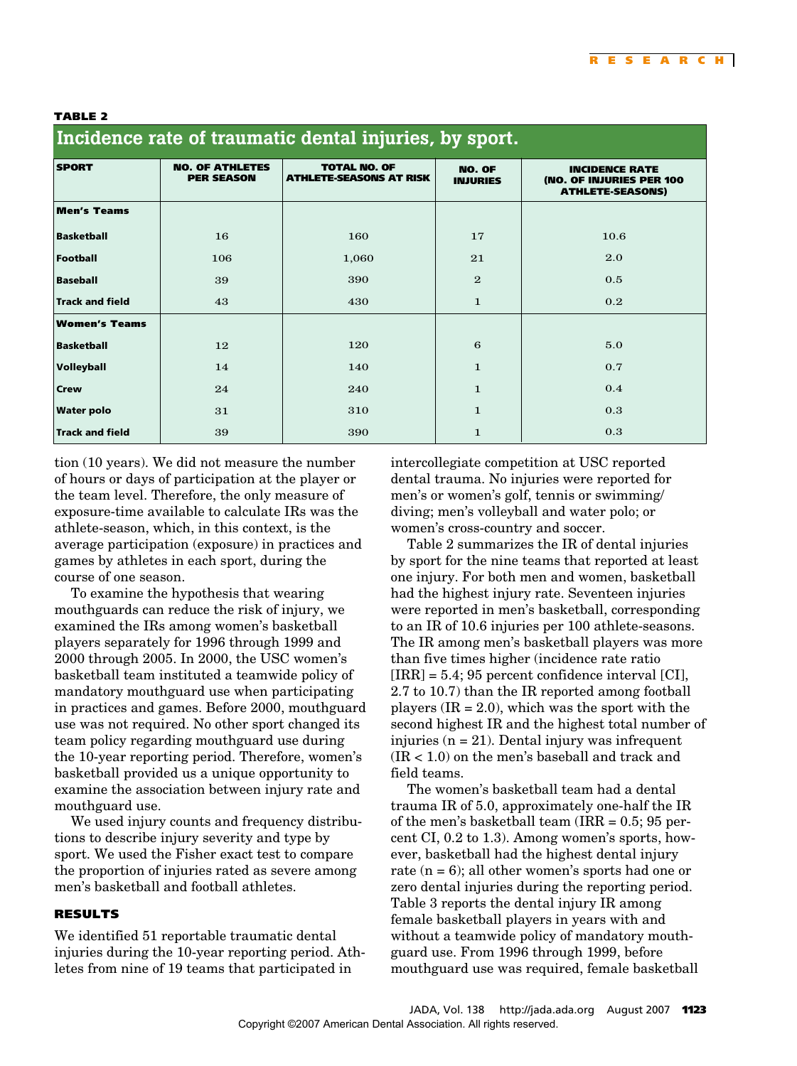**TABLE 2**

**Incidence rate of traumatic dental injuries, by sport.**

| SPORT | NO. OF ATHLETES PER SEASON | TOTAL NO. OF ATHLETE-SEASONS AT RISK | NO. OF INJURIES | INCIDENCE RATE (NO. OF INJURIES PER 100 ATHLETE-SEASONS) |
|---|---|---|---|---|
| **Men's Teams** | | | | |
| **Basketball** | 16 | 160 | 17 | 10.6 |
| **Football** | 106 | 1,060 | 21 | 2.0 |
| **Baseball** | 39 | 390 | 2 | 0.5 |
| **Track and field** | 43 | 430 | 1 | 0.2 |
| **Women's Teams** | | | | |
| **Basketball** | 12 | 120 | 6 | 5.0 |
| **Volleyball** | 14 | 140 | 1 | 0.7 |
| **Crew** | 24 | 240 | 1 | 0.4 |
| **Water polo** | 31 | 310 | 1 | 0.3 |
| **Track and field** | 39 | 390 | 1 | 0.3 |

tion (10 years). We did not measure the number of hours or days of participation at the player or the team level. Therefore, the only measure of exposure-time available to calculate IRs was the athlete-season, which, in this context, is the average participation (exposure) in practices and games by athletes in each sport, during the course of one season.

To examine the hypothesis that wearing mouthguards can reduce the risk of injury, we examined the IRs among women's basketball players separately for 1996 through 1999 and 2000 through 2005. In 2000, the USC women's basketball team instituted a teamwide policy of mandatory mouthguard use when participating in practices and games. Before 2000, mouthguard use was not required. No other sport changed its team policy regarding mouthguard use during the 10-year reporting period. Therefore, women's basketball provided us a unique opportunity to examine the association between injury rate and mouthguard use.

We used injury counts and frequency distributions to describe injury severity and type by sport. We used the Fisher exact test to compare the proportion of injuries rated as severe among men's basketball and football athletes.

## RESULTS

We identified 51 reportable traumatic dental injuries during the 10-year reporting period. Athletes from nine of 19 teams that participated in intercollegiate competition at USC reported dental trauma. No injuries were reported for men's or women's golf, tennis or swimming/diving; men's volleyball and water polo; or women's cross-country and soccer.

Table 2 summarizes the IR of dental injuries by sport for the nine teams that reported at least one injury. For both men and women, basketball had the highest injury rate. Seventeen injuries were reported in men's basketball, corresponding to an IR of 10.6 injuries per 100 athlete-seasons. The IR among men's basketball players was more than five times higher (incidence rate ratio [IRR] = 5.4; 95 percent confidence interval [CI], 2.7 to 10.7) than the IR reported among football players (IR = 2.0), which was the sport with the second highest IR and the highest total number of injuries (n = 21). Dental injury was infrequent (IR < 1.0) on the men's baseball and track and field teams.

The women's basketball team had a dental trauma IR of 5.0, approximately one-half the IR of the men's basketball team (IRR = 0.5; 95 percent CI, 0.2 to 1.3). Among women's sports, however, basketball had the highest dental injury rate (n = 6); all other women's sports had one or zero dental injuries during the reporting period. Table 3 reports the dental injury IR among female basketball players in years with and without a teamwide policy of mandatory mouthguard use. From 1996 through 1999, before mouthguard use was required, female basketball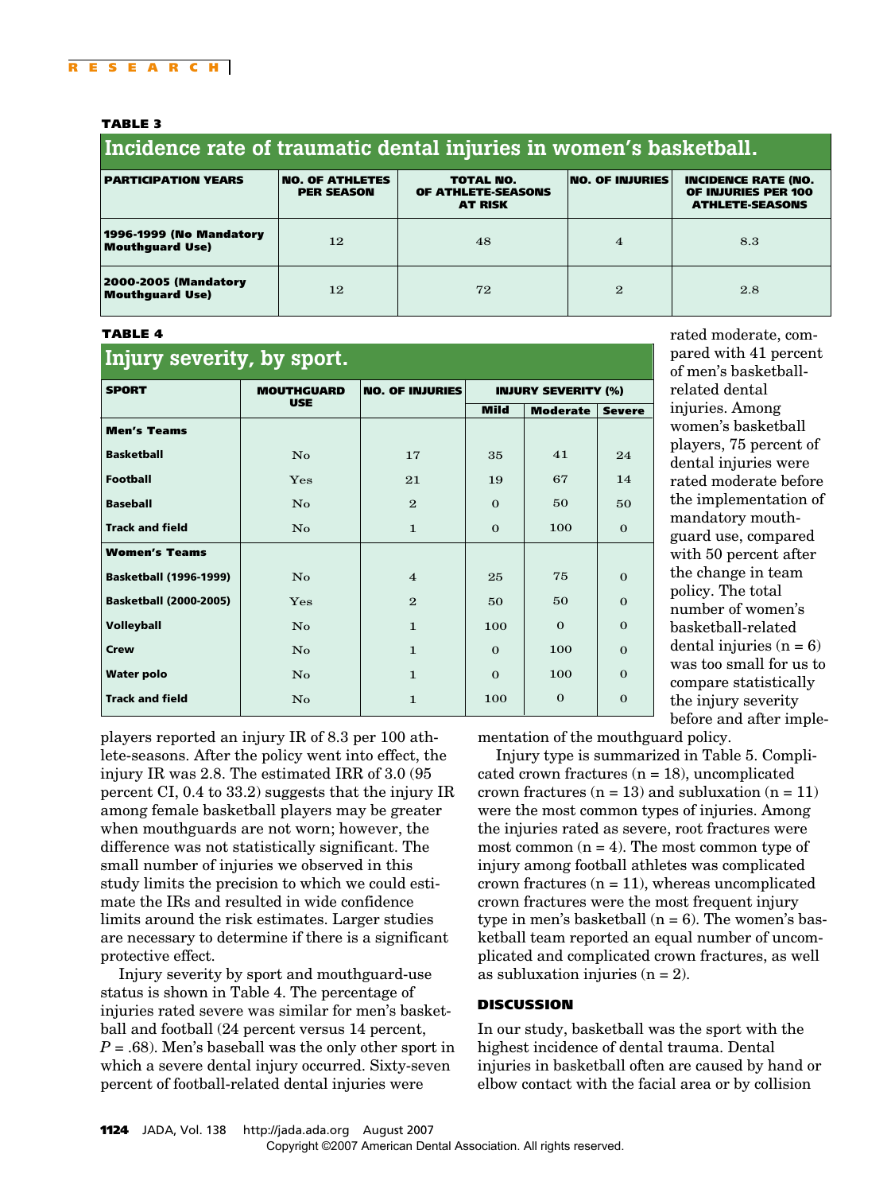**TABLE 3**

**Incidence rate of traumatic dental injuries in women's basketball.**

| PARTICIPATION YEARS | NO. OF ATHLETES PER SEASON | TOTAL NO. OF ATHLETE-SEASONS AT RISK | NO. OF INJURIES | INCIDENCE RATE (NO. OF INJURIES PER 100 ATHLETE-SEASONS |
|---|---|---|---|---|
| 1996-1999 (No Mandatory Mouthguard Use) | 12 | 48 | 4 | 8.3 |
| 2000-2005 (Mandatory Mouthguard Use) | 12 | 72 | 2 | 2.8 |

**TABLE 4**

**Injury severity, by sport.**

| SPORT | MOUTHGUARD USE | NO. OF INJURIES | INJURY SEVERITY (%) | | |
|---|---|---|---|---|---|
| | | | Mild | Moderate | Severe |
| **Men's Teams** | | | | | |
| Basketball | No | 17 | 35 | 41 | 24 |
| Football | Yes | 21 | 19 | 67 | 14 |
| Baseball | No | 2 | 0 | 50 | 50 |
| Track and field | No | 1 | 0 | 100 | 0 |
| **Women's Teams** | | | | | |
| Basketball (1996-1999) | No | 4 | 25 | 75 | 0 |
| Basketball (2000-2005) | Yes | 2 | 50 | 50 | 0 |
| Volleyball | No | 1 | 100 | 0 | 0 |
| Crew | No | 1 | 0 | 100 | 0 |
| Water polo | No | 1 | 0 | 100 | 0 |
| Track and field | No | 1 | 100 | 0 | 0 |

players reported an injury IR of 8.3 per 100 athlete-seasons. After the policy went into effect, the injury IR was 2.8. The estimated IRR of 3.0 (95 percent CI, 0.4 to 33.2) suggests that the injury IR among female basketball players may be greater when mouthguards are not worn; however, the difference was not statistically significant. The small number of injuries we observed in this study limits the precision to which we could estimate the IRs and resulted in wide confidence limits around the risk estimates. Larger studies are necessary to determine if there is a significant protective effect.

Injury severity by sport and mouthguard-use status is shown in Table 4. The percentage of injuries rated severe was similar for men's basketball and football (24 percent versus 14 percent, $P = .68$). Men's baseball was the only other sport in which a severe dental injury occurred. Sixty-seven percent of football-related dental injuries were rated moderate, compared with 41 percent of men's basketball-related dental injuries. Among women's basketball players, 75 percent of dental injuries were rated moderate before the implementation of mandatory mouthguard use, compared with 50 percent after the change in team policy. The total number of women's basketball-related dental injuries ($n = 6$) was too small for us to compare statistically the injury severity before and after implementation of the mouthguard policy.

Injury type is summarized in Table 5. Complicated crown fractures ($n = 18$), uncomplicated crown fractures ($n = 13$) and subluxation ($n = 11$) were the most common types of injuries. Among the injuries rated as severe, root fractures were most common ($n = 4$). The most common type of injury among football athletes was complicated crown fractures ($n = 11$), whereas uncomplicated crown fractures were the most frequent injury type in men's basketball ($n = 6$). The women's basketball team reported an equal number of uncomplicated and complicated crown fractures, as well as subluxation injuries ($n = 2$).

## DISCUSSION

In our study, basketball was the sport with the highest incidence of dental trauma. Dental injuries in basketball often are caused by hand or elbow contact with the facial area or by collision

Copyright ©2007 American Dental Association. All rights reserved.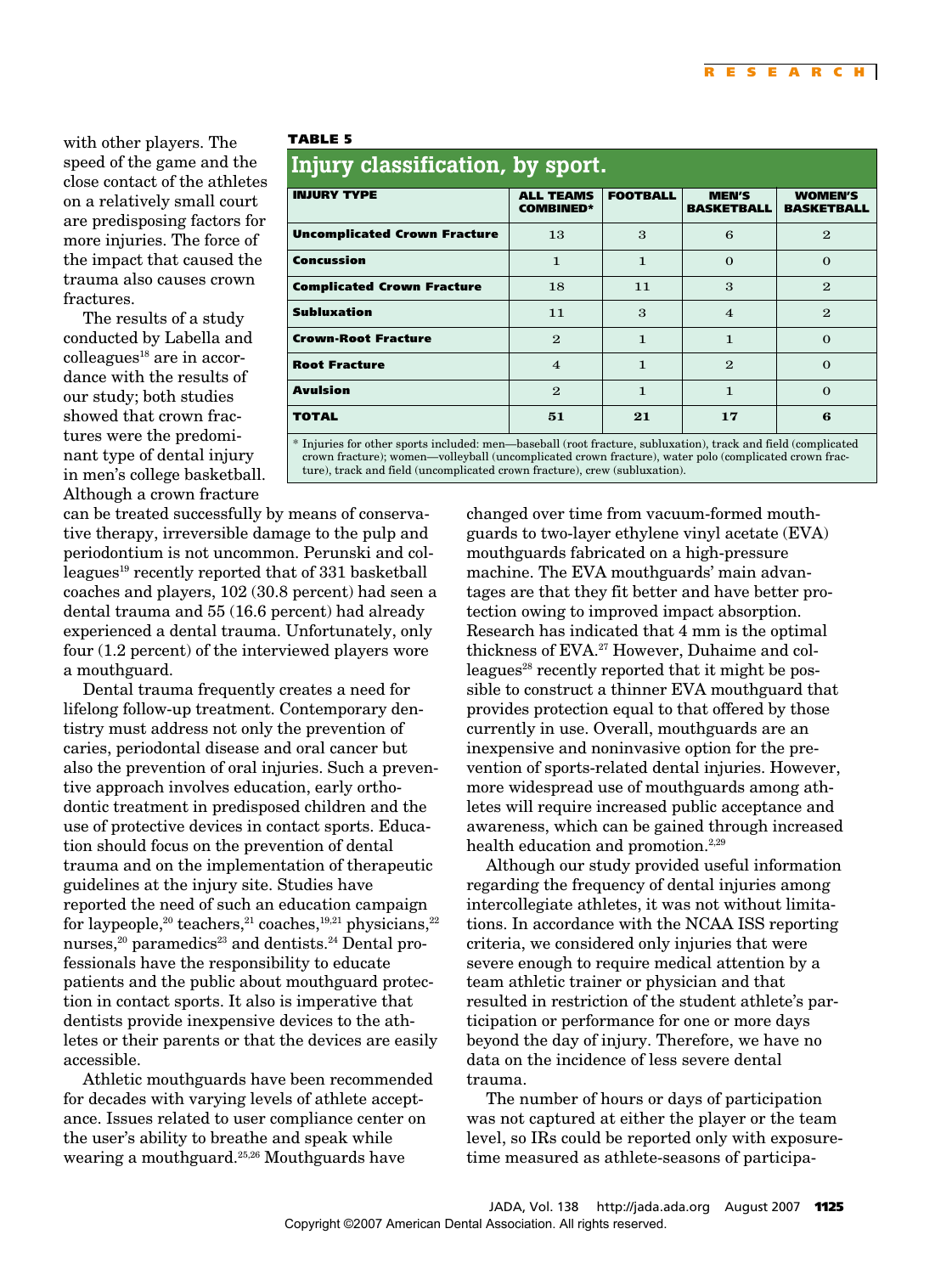with other players. The speed of the game and the close contact of the athletes on a relatively small court are predisposing factors for more injuries. The force of the impact that caused the trauma also causes crown fractures.

The results of a study conducted by Labella and colleagues[18] are in accordance with the results of our study; both studies showed that crown fractures were the predominant type of dental injury in men's college basketball. Although a crown fracture can be treated successfully by means of conservative therapy, irreversible damage to the pulp and periodontium is not uncommon. Perunski and colleagues[19] recently reported that of 331 basketball coaches and players, 102 (30.8 percent) had seen a dental trauma and 55 (16.6 percent) had already experienced a dental trauma. Unfortunately, only four (1.2 percent) of the interviewed players wore a mouthguard.

**TABLE 5**

**Injury classification, by sport.**

| INJURY TYPE | ALL TEAMS COMBINED* | FOOTBALL | MEN'S BASKETBALL | WOMEN'S BASKETBALL |
|---|---|---|---|---|
| Uncomplicated Crown Fracture | 13 | 3 | 6 | 2 |
| Concussion | 1 | 1 | 0 | 0 |
| Complicated Crown Fracture | 18 | 11 | 3 | 2 |
| Subluxation | 11 | 3 | 4 | 2 |
| Crown-Root Fracture | 2 | 1 | 1 | 0 |
| Root Fracture | 4 | 1 | 2 | 0 |
| Avulsion | 2 | 1 | 1 | 0 |
| **TOTAL** | **51** | **21** | **17** | **6** |

\* Injuries for other sports included: men—baseball (root fracture, subluxation), track and field (complicated crown fracture); women—volleyball (uncomplicated crown fracture), water polo (complicated crown fracture), track and field (uncomplicated crown fracture), crew (subluxation).

Dental trauma frequently creates a need for lifelong follow-up treatment. Contemporary dentistry must address not only the prevention of caries, periodontal disease and oral cancer but also the prevention of oral injuries. Such a preventive approach involves education, early orthodontic treatment in predisposed children and the use of protective devices in contact sports. Education should focus on the prevention of dental trauma and on the implementation of therapeutic guidelines at the injury site. Studies have reported the need of such an education campaign for laypeople,[20] teachers,[21] coaches,[19,21] physicians,[22] nurses,[20] paramedics[23] and dentists.[24] Dental professionals have the responsibility to educate patients and the public about mouthguard protection in contact sports. It also is imperative that dentists provide inexpensive devices to the athletes or their parents or that the devices are easily accessible.

Athletic mouthguards have been recommended for decades with varying levels of athlete acceptance. Issues related to user compliance center on the user's ability to breathe and speak while wearing a mouthguard.[25,26] Mouthguards have changed over time from vacuum-formed mouthguards to two-layer ethylene vinyl acetate (EVA) mouthguards fabricated on a high-pressure machine. The EVA mouthguards' main advantages are that they fit better and have better protection owing to improved impact absorption. Research has indicated that 4 mm is the optimal thickness of EVA.[27] However, Duhaime and colleagues[28] recently reported that it might be possible to construct a thinner EVA mouthguard that provides protection equal to that offered by those currently in use. Overall, mouthguards are an inexpensive and noninvasive option for the prevention of sports-related dental injuries. However, more widespread use of mouthguards among athletes will require increased public acceptance and awareness, which can be gained through increased health education and promotion.[2,29]

Although our study provided useful information regarding the frequency of dental injuries among intercollegiate athletes, it was not without limitations. In accordance with the NCAA ISS reporting criteria, we considered only injuries that were severe enough to require medical attention by a team athletic trainer or physician and that resulted in restriction of the student athlete's participation or performance for one or more days beyond the day of injury. Therefore, we have no data on the incidence of less severe dental trauma.

The number of hours or days of participation was not captured at either the player or the team level, so IRs could be reported only with exposure-time measured as athlete-seasons of participa-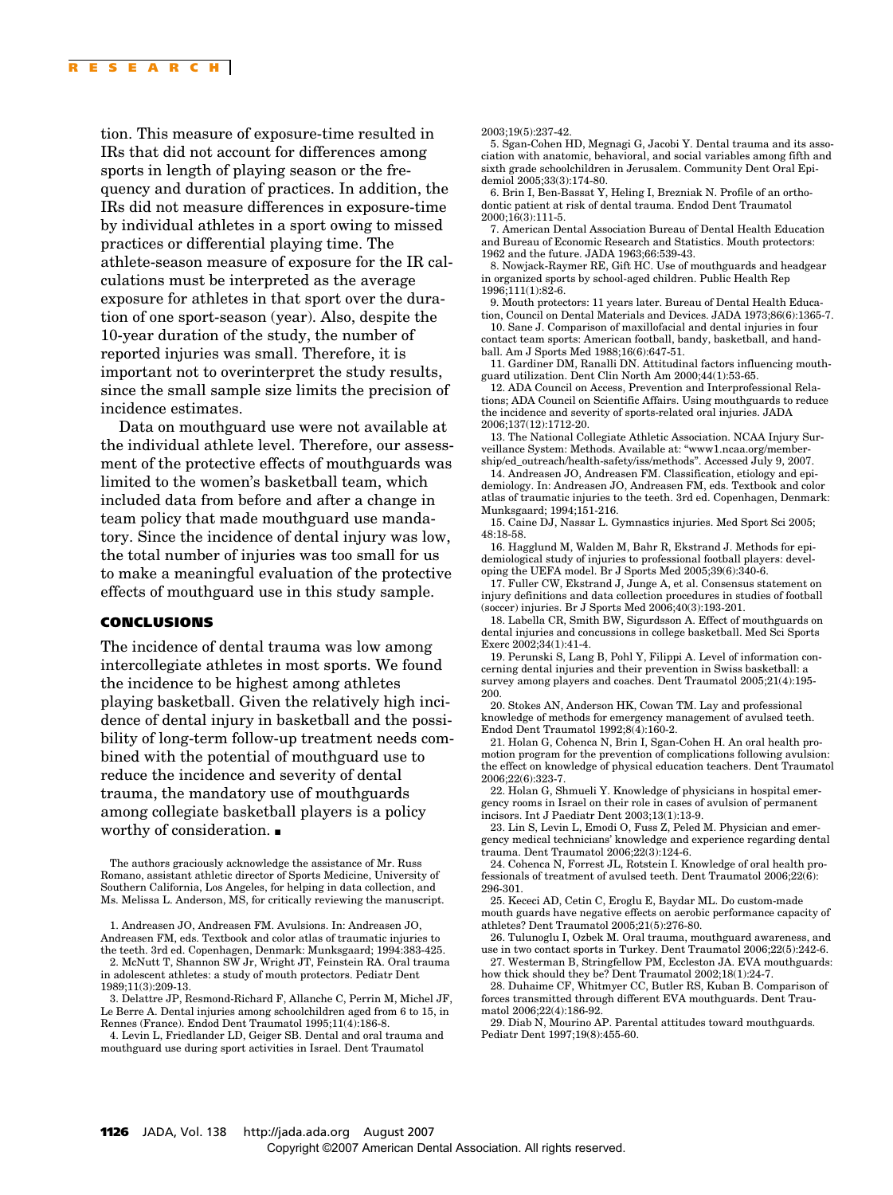tion. This measure of exposure-time resulted in IRs that did not account for differences among sports in length of playing season or the frequency and duration of practices. In addition, the IRs did not measure differences in exposure-time by individual athletes in a sport owing to missed practices or differential playing time. The athlete-season measure of exposure for the IR calculations must be interpreted as the average exposure for athletes in that sport over the duration of one sport-season (year). Also, despite the 10-year duration of the study, the number of reported injuries was small. Therefore, it is important not to overinterpret the study results, since the small sample size limits the precision of incidence estimates.

Data on mouthguard use were not available at the individual athlete level. Therefore, our assessment of the protective effects of mouthguards was limited to the women's basketball team, which included data from before and after a change in team policy that made mouthguard use mandatory. Since the incidence of dental injury was low, the total number of injuries was too small for us to make a meaningful evaluation of the protective effects of mouthguard use in this study sample.

## CONCLUSIONS

The incidence of dental trauma was low among intercollegiate athletes in most sports. We found the incidence to be highest among athletes playing basketball. Given the relatively high incidence of dental injury in basketball and the possibility of long-term follow-up treatment needs combined with the potential of mouthguard use to reduce the incidence and severity of dental trauma, the mandatory use of mouthguards among collegiate basketball players is a policy worthy of consideration. ■

The authors graciously acknowledge the assistance of Mr. Russ Romano, assistant athletic director of Sports Medicine, University of Southern California, Los Angeles, for helping in data collection, and Ms. Melissa L. Anderson, MS, for critically reviewing the manuscript.

1. Andreasen JO, Andreasen FM. Avulsions. In: Andreasen JO, Andreasen FM, eds. Textbook and color atlas of traumatic injuries to the teeth. 3rd ed. Copenhagen, Denmark: Munksgaard; 1994:383-425.
2. McNutt T, Shannon SW Jr, Wright JT, Feinstein RA. Oral trauma in adolescent athletes: a study of mouth protectors. Pediatr Dent 1989;11(3):209-13.
3. Delattre JP, Resmond-Richard F, Allanche C, Perrin M, Michel JF, Le Berre A. Dental injuries among schoolchildren aged from 6 to 15, in Rennes (France). Endod Dent Traumatol 1995;11(4):186-8.
4. Levin L, Friedlander LD, Geiger SB. Dental and oral trauma and mouthguard use during sport activities in Israel. Dent Traumatol 2003;19(5):237-42.
5. Sgan-Cohen HD, Megnagi G, Jacobi Y. Dental trauma and its association with anatomic, behavioral, and social variables among fifth and sixth grade schoolchildren in Jerusalem. Community Dent Oral Epidemiol 2005;33(3):174-80.
6. Brin I, Ben-Bassat Y, Heling I, Brezniak N. Profile of an orthodontic patient at risk of dental trauma. Endod Dent Traumatol 2000;16(3):111-5.
7. American Dental Association Bureau of Dental Health Education and Bureau of Economic Research and Statistics. Mouth protectors: 1962 and the future. JADA 1963;66:539-43.
8. Nowjack-Raymer RE, Gift HC. Use of mouthguards and headgear in organized sports by school-aged children. Public Health Rep 1996;111(1):82-6.
9. Mouth protectors: 11 years later. Bureau of Dental Health Education, Council on Dental Materials and Devices. JADA 1973;86(6):1365-7.
10. Sane J. Comparison of maxillofacial and dental injuries in four contact team sports: American football, bandy, basketball, and handball. Am J Sports Med 1988;16(6):647-51.
11. Gardiner DM, Ranalli DN. Attitudinal factors influencing mouthguard utilization. Dent Clin North Am 2000;44(1):53-65.
12. ADA Council on Access, Prevention and Interprofessional Relations; ADA Council on Scientific Affairs. Using mouthguards to reduce the incidence and severity of sports-related oral injuries. JADA 2006;137(12):1712-20.
13. The National Collegiate Athletic Association. NCAA Injury Surveillance System: Methods. Available at: "www1.ncaa.org/membership/ed_outreach/health-safety/iss/methods". Accessed July 9, 2007.
14. Andreasen JO, Andreasen FM. Classification, etiology and epidemiology. In: Andreasen JO, Andreasen FM, eds. Textbook and color atlas of traumatic injuries to the teeth. 3rd ed. Copenhagen, Denmark: Munksgaard; 1994;151-216.
15. Caine DJ, Nassar L. Gymnastics injuries. Med Sport Sci 2005; 48:18-58.
16. Hagglund M, Walden M, Bahr R, Ekstrand J. Methods for epidemiological study of injuries to professional football players: developing the UEFA model. Br J Sports Med 2005;39(6):340-6.
17. Fuller CW, Ekstrand J, Junge A, et al. Consensus statement on injury definitions and data collection procedures in studies of football (soccer) injuries. Br J Sports Med 2006;40(3):193-201.
18. Labella CR, Smith BW, Sigurdsson A. Effect of mouthguards on dental injuries and concussions in college basketball. Med Sci Sports Exerc 2002;34(1):41-4.
19. Perunski S, Lang B, Pohl Y, Filippi A. Level of information concerning dental injuries and their prevention in Swiss basketball: a survey among players and coaches. Dent Traumatol 2005;21(4):195-200.
20. Stokes AN, Anderson HK, Cowan TM. Lay and professional knowledge of methods for emergency management of avulsed teeth. Endod Dent Traumatol 1992;8(4):160-2.
21. Holan G, Cohenca N, Brin I, Sgan-Cohen H. An oral health promotion program for the prevention of complications following avulsion: the effect on knowledge of physical education teachers. Dent Traumatol 2006;22(6):323-7.
22. Holan G, Shmueli Y. Knowledge of physicians in hospital emergency rooms in Israel on their role in cases of avulsion of permanent incisors. Int J Paediatr Dent 2003;13(1):13-9.
23. Lin S, Levin L, Emodi O, Fuss Z, Peled M. Physician and emergency medical technicians' knowledge and experience regarding dental trauma. Dent Traumatol 2006;22(3):124-6.
24. Cohenca N, Forrest JL, Rotstein I. Knowledge of oral health professionals of treatment of avulsed teeth. Dent Traumatol 2006;22(6): 296-301.
25. Kececi AD, Cetin C, Eroglu E, Baydar ML. Do custom-made mouth guards have negative effects on aerobic performance capacity of athletes? Dent Traumatol 2005;21(5):276-80.
26. Tulunoglu I, Ozbek M. Oral trauma, mouthguard awareness, and use in two contact sports in Turkey. Dent Traumatol 2006;22(5):242-6.
27. Westerman B, Stringfellow PM, Eccleston JA. EVA mouthguards: how thick should they be? Dent Traumatol 2002;18(1):24-7.
28. Duhaime CF, Whitmyer CC, Butler RS, Kuban B. Comparison of forces transmitted through different EVA mouthguards. Dent Traumatol 2006;22(4):186-92.
29. Diab N, Mourino AP. Parental attitudes toward mouthguards. Pediatr Dent 1997;19(8):455-60.